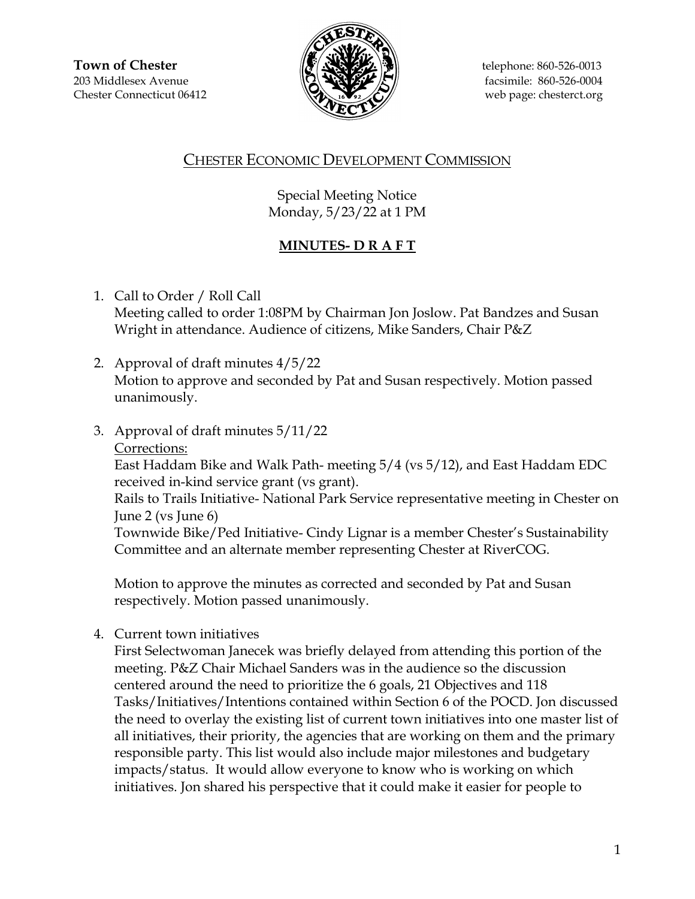**Town of Chester**
203 Middlesex Avenue
Chester Connecticut 06412

telephone: 860-526-0013
facsimile: 860-526-0004
web page: chesterct.org

## CHESTER ECONOMIC DEVELOPMENT COMMISSION

Special Meeting Notice
Monday, 5/23/22 at 1 PM

**MINUTES- D R A F T**

1. Call to Order / Roll Call
   Meeting called to order 1:08PM by Chairman Jon Joslow. Pat Bandzes and Susan Wright in attendance. Audience of citizens, Mike Sanders, Chair P&Z

2. Approval of draft minutes 4/5/22
   Motion to approve and seconded by Pat and Susan respectively. Motion passed unanimously.

3. Approval of draft minutes 5/11/22
   Corrections:
   East Haddam Bike and Walk Path- meeting 5/4 (vs 5/12), and East Haddam EDC received in-kind service grant (vs grant).
   Rails to Trails Initiative- National Park Service representative meeting in Chester on June 2 (vs June 6)
   Townwide Bike/Ped Initiative- Cindy Lignar is a member Chester's Sustainability Committee and an alternate member representing Chester at RiverCOG.

   Motion to approve the minutes as corrected and seconded by Pat and Susan respectively. Motion passed unanimously.

4. Current town initiatives
   First Selectwoman Janecek was briefly delayed from attending this portion of the meeting. P&Z Chair Michael Sanders was in the audience so the discussion centered around the need to prioritize the 6 goals, 21 Objectives and 118 Tasks/Initiatives/Intentions contained within Section 6 of the POCD. Jon discussed the need to overlay the existing list of current town initiatives into one master list of all initiatives, their priority, the agencies that are working on them and the primary responsible party. This list would also include major milestones and budgetary impacts/status. It would allow everyone to know who is working on which initiatives. Jon shared his perspective that it could make it easier for people to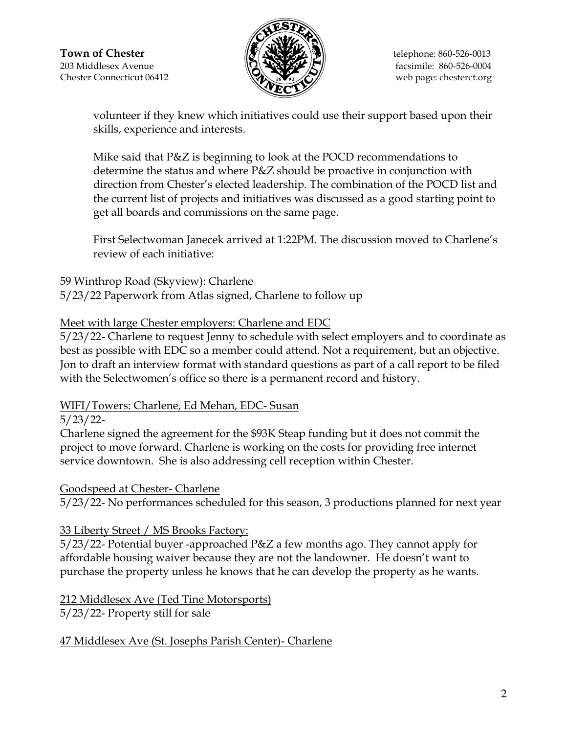volunteer if they knew which initiatives could use their support based upon their skills, experience and interests.

Mike said that P&Z is beginning to look at the POCD recommendations to determine the status and where P&Z should be proactive in conjunction with direction from Chester's elected leadership. The combination of the POCD list and the current list of projects and initiatives was discussed as a good starting point to get all boards and commissions on the same page.

First Selectwoman Janecek arrived at 1:22PM. The discussion moved to Charlene's review of each initiative:

<u>59 Winthrop Road (Skyview): Charlene</u>
5/23/22 Paperwork from Atlas signed, Charlene to follow up

<u>Meet with large Chester employers: Charlene and EDC</u>
5/23/22- Charlene to request Jenny to schedule with select employers and to coordinate as best as possible with EDC so a member could attend. Not a requirement, but an objective. Jon to draft an interview format with standard questions as part of a call report to be filed with the Selectwomen's office so there is a permanent record and history.

<u>WIFI/Towers: Charlene, Ed Mehan, EDC- Susan</u>
5/23/22-
Charlene signed the agreement for the $93K Steap funding but it does not commit the project to move forward. Charlene is working on the costs for providing free internet service downtown. She is also addressing cell reception within Chester.

<u>Goodspeed at Chester- Charlene</u>
5/23/22- No performances scheduled for this season, 3 productions planned for next year

<u>33 Liberty Street / MS Brooks Factory:</u>
5/23/22- Potential buyer -approached P&Z a few months ago. They cannot apply for affordable housing waiver because they are not the landowner. He doesn't want to purchase the property unless he knows that he can develop the property as he wants.

<u>212 Middlesex Ave (Ted Tine Motorsports)</u>
5/23/22- Property still for sale

<u>47 Middlesex Ave (St. Josephs Parish Center)- Charlene</u>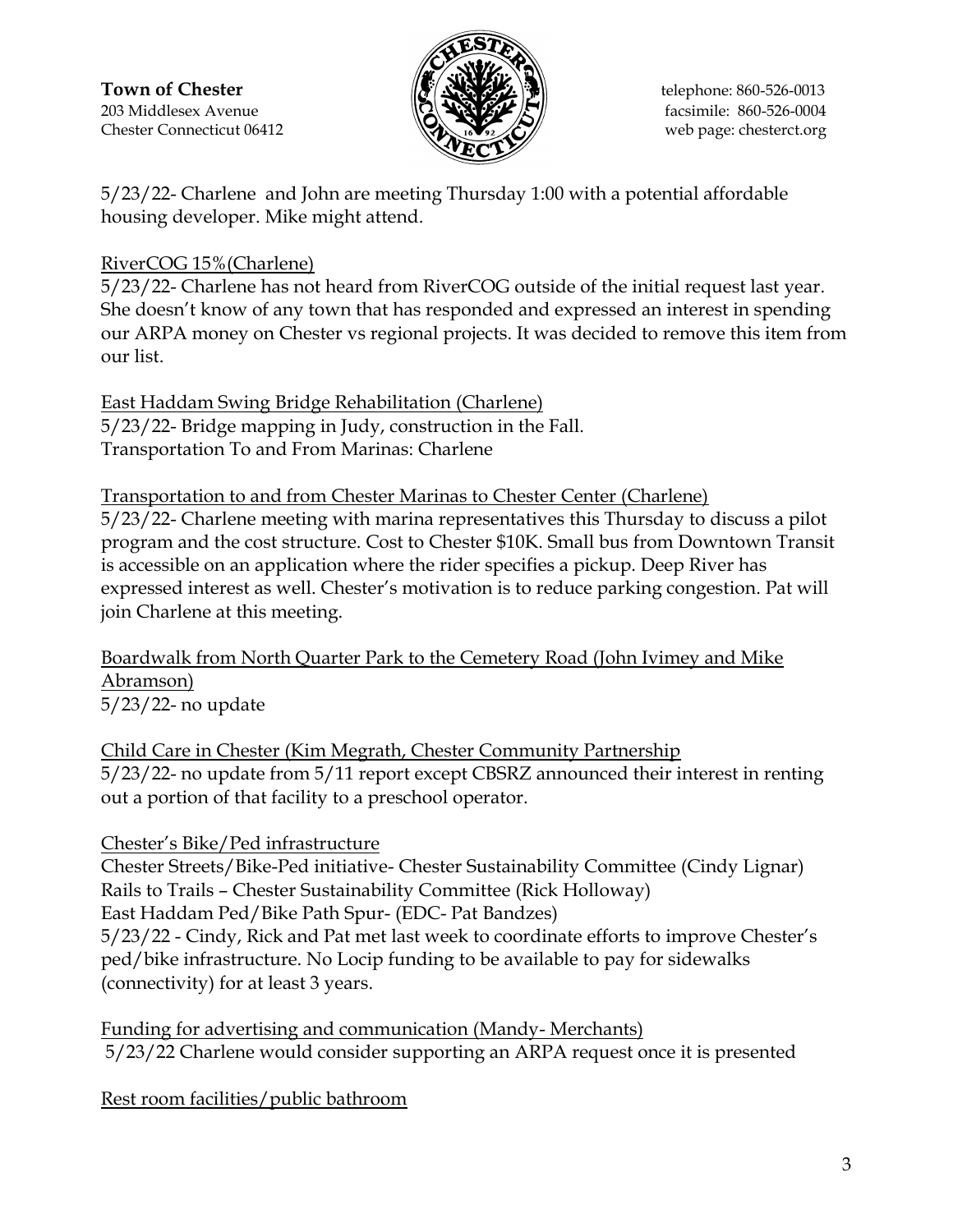5/23/22- Charlene  and John are meeting Thursday 1:00 with a potential affordable housing developer. Mike might attend.

RiverCOG 15%(Charlene)

5/23/22- Charlene has not heard from RiverCOG outside of the initial request last year. She doesn't know of any town that has responded and expressed an interest in spending our ARPA money on Chester vs regional projects. It was decided to remove this item from our list.

East Haddam Swing Bridge Rehabilitation (Charlene)

5/23/22- Bridge mapping in Judy, construction in the Fall.

Transportation To and From Marinas: Charlene

Transportation to and from Chester Marinas to Chester Center (Charlene)

5/23/22- Charlene meeting with marina representatives this Thursday to discuss a pilot program and the cost structure. Cost to Chester $10K. Small bus from Downtown Transit is accessible on an application where the rider specifies a pickup. Deep River has expressed interest as well. Chester's motivation is to reduce parking congestion. Pat will join Charlene at this meeting.

Boardwalk from North Quarter Park to the Cemetery Road (John Ivimey and Mike Abramson)

5/23/22- no update

Child Care in Chester (Kim Megrath, Chester Community Partnership

5/23/22- no update from 5/11 report except CBSRZ announced their interest in renting out a portion of that facility to a preschool operator.

Chester's Bike/Ped infrastructure

Chester Streets/Bike-Ped initiative- Chester Sustainability Committee (Cindy Lignar)

Rails to Trails – Chester Sustainability Committee (Rick Holloway)

East Haddam Ped/Bike Path Spur- (EDC- Pat Bandzes)

5/23/22 - Cindy, Rick and Pat met last week to coordinate efforts to improve Chester's ped/bike infrastructure. No Locip funding to be available to pay for sidewalks (connectivity) for at least 3 years.

Funding for advertising and communication (Mandy- Merchants)

5/23/22 Charlene would consider supporting an ARPA request once it is presented

Rest room facilities/public bathroom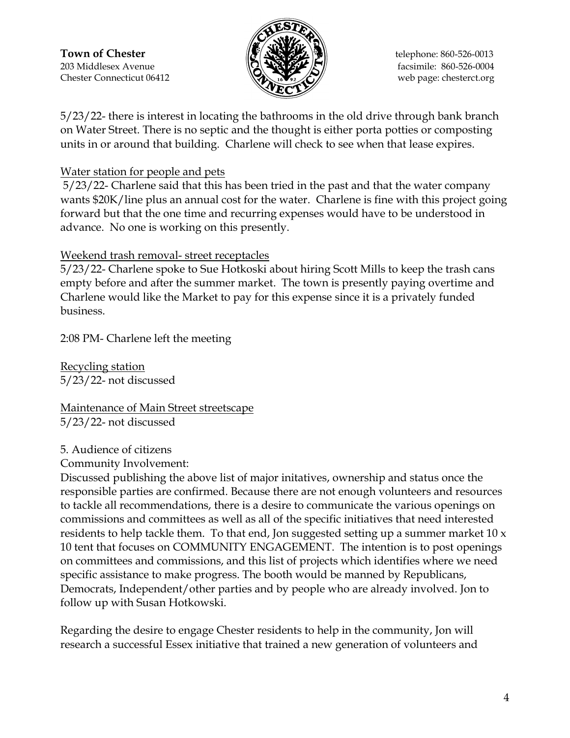5/23/22- there is interest in locating the bathrooms in the old drive through bank branch on Water Street. There is no septic and the thought is either porta potties or composting units in or around that building. Charlene will check to see when that lease expires.

Water station for people and pets

5/23/22- Charlene said that this has been tried in the past and that the water company wants $20K/line plus an annual cost for the water. Charlene is fine with this project going forward but that the one time and recurring expenses would have to be understood in advance. No one is working on this presently.

Weekend trash removal- street receptacles

5/23/22- Charlene spoke to Sue Hotkoski about hiring Scott Mills to keep the trash cans empty before and after the summer market. The town is presently paying overtime and Charlene would like the Market to pay for this expense since it is a privately funded business.

2:08 PM- Charlene left the meeting

Recycling station

5/23/22- not discussed

Maintenance of Main Street streetscape

5/23/22- not discussed

5. Audience of citizens

Community Involvement:

Discussed publishing the above list of major initatives, ownership and status once the responsible parties are confirmed. Because there are not enough volunteers and resources to tackle all recommendations, there is a desire to communicate the various openings on commissions and committees as well as all of the specific initiatives that need interested residents to help tackle them. To that end, Jon suggested setting up a summer market 10 x 10 tent that focuses on COMMUNITY ENGAGEMENT. The intention is to post openings on committees and commissions, and this list of projects which identifies where we need specific assistance to make progress. The booth would be manned by Republicans, Democrats, Independent/other parties and by people who are already involved. Jon to follow up with Susan Hotkowski.

Regarding the desire to engage Chester residents to help in the community, Jon will research a successful Essex initiative that trained a new generation of volunteers and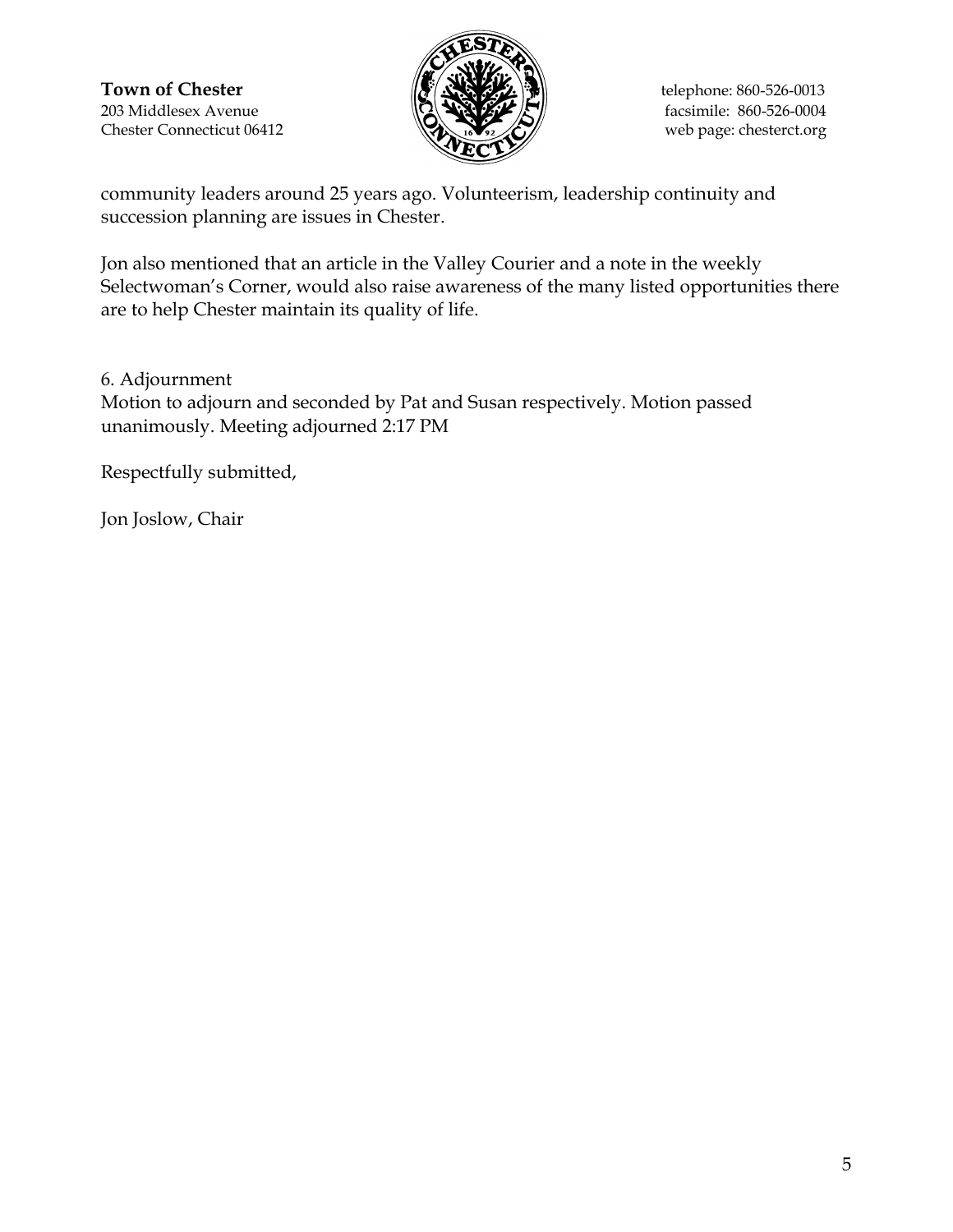community leaders around 25 years ago. Volunteerism, leadership continuity and succession planning are issues in Chester.

Jon also mentioned that an article in the Valley Courier and a note in the weekly Selectwoman's Corner, would also raise awareness of the many listed opportunities there are to help Chester maintain its quality of life.

6. Adjournment
Motion to adjourn and seconded by Pat and Susan respectively. Motion passed unanimously. Meeting adjourned 2:17 PM

Respectfully submitted,

Jon Joslow, Chair